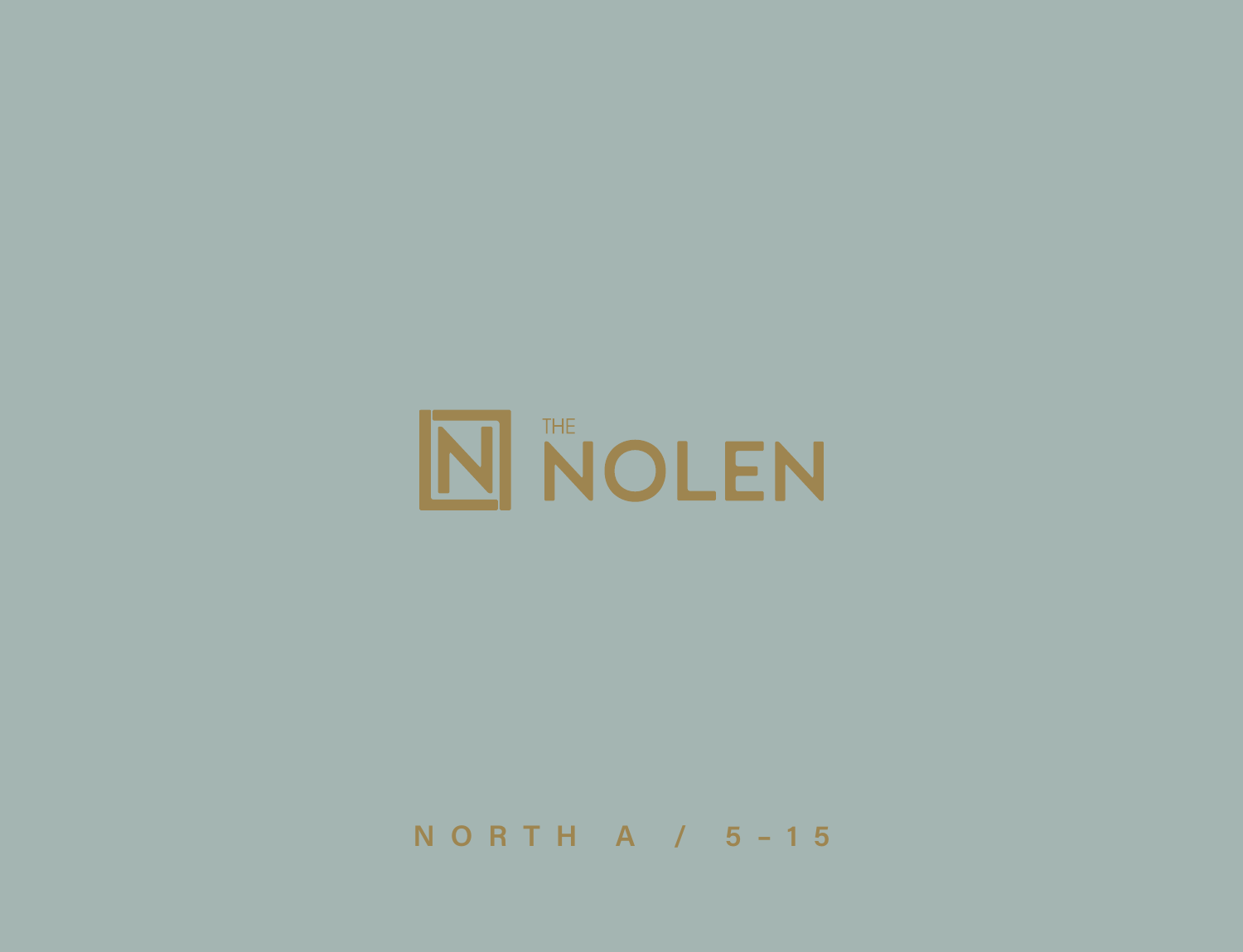# THE NOLEN

NORTH A / 5-15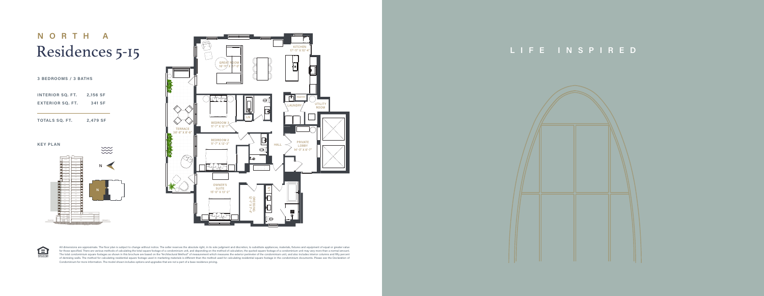# NORTH A
# Residences 5-15

**3 BEDROOMS / 3 BATHS**

| | |
|---|---|
| INTERIOR SQ. FT. | 2,156 SF |
| EXTERIOR SQ. FT. | 341 SF |
| TOTALS SQ. FT. | 2,479 SF |

**KEY PLAN**

N

GREAT ROOM
18'-11" X 27'-0"

KITCHEN
17'-11" X 10'-4"

PANTRY

LAUNDRY

UTILITY ROOM

LN

BEDROOM 3
11'-7" X 12'-1"

TERRACE
38'-8" X 9'-8"

BEDROOM 2
11'-7" X 12'-3"

HALL

PRIVATE LOBBY
14'-3" X 8'-7"

OWNER'S SUITE
15'-0" X 13'-2"

DRESSING
12'-1" X 7'-4"

LN

## LIFE INSPIRED

All dimensions are approximate. The floor plan is subject to change without notice. The seller reserves the absolute right, in its sole judgment and discretion, to substitute appliances, materials, fixtures and equipment of equal or greater value for those specified. There are various methods of calculating the total square footage of a condominium unit, and depending on the method of calculation, the quoted square footage of a condominium unit may vary more than a normal amount. The total condominium square footages as shown in this brochure are based on the "Architectural Method" of measurement which measures the exterior perimeter of the condominium unit, and also includes interior columns and fifty percent of demising walls. The method for calculating residential square footage used in marketing materials is different than the method used for calculating residential square footage in the condominium documents. Please see the Declaration of Condominium for more information. The model shown includes options and upgrades that are not a part of a base residence pricing.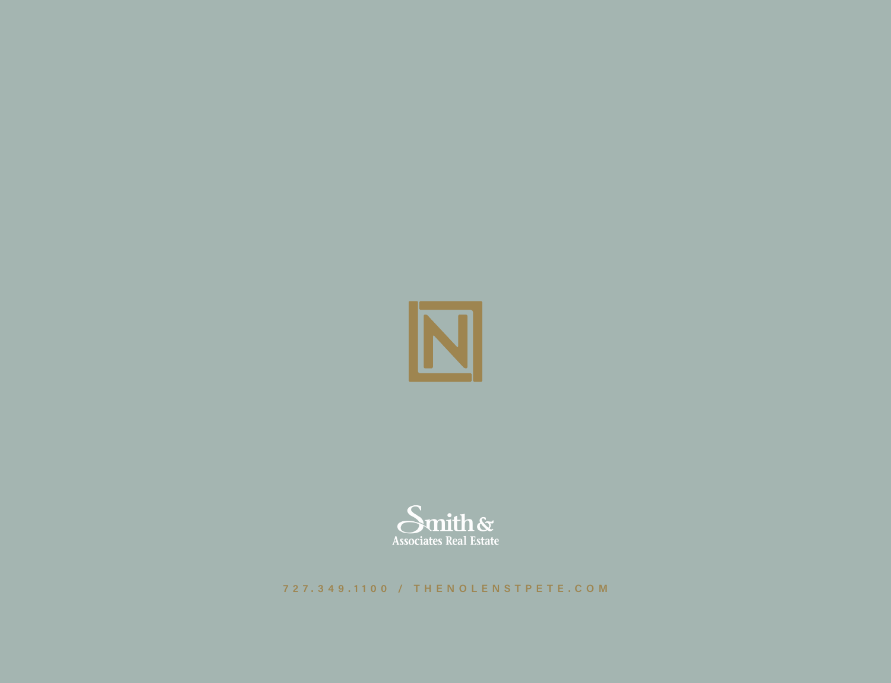Smith & Associates Real Estate

727.349.1100 / THENOLENSTPETE.COM